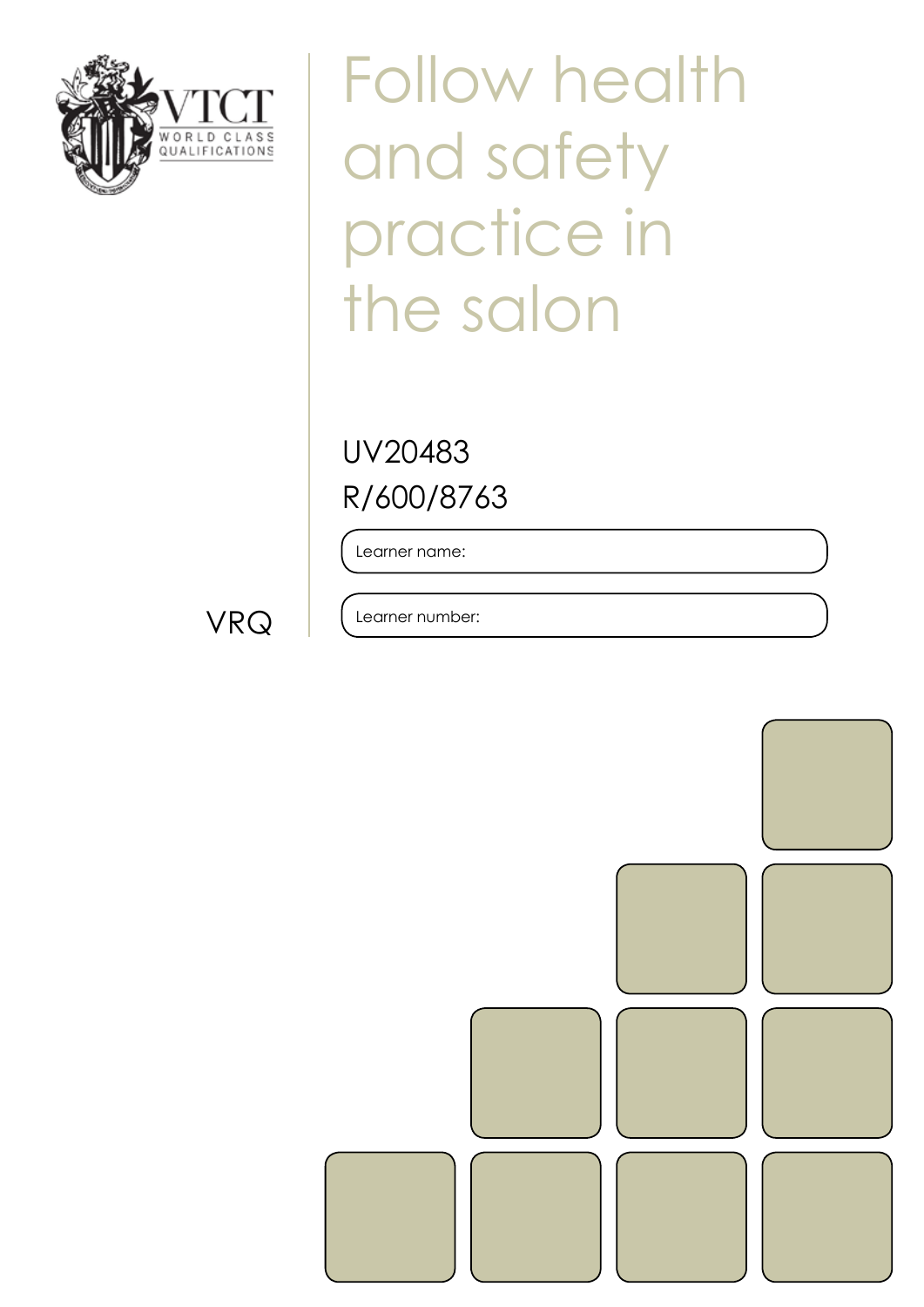VTCT

WORLD CLASS QUALIFICATIONS

# Follow health and safety practice in the salon

UV20483

R/600/8763

Learner name:

Learner number:

VRQ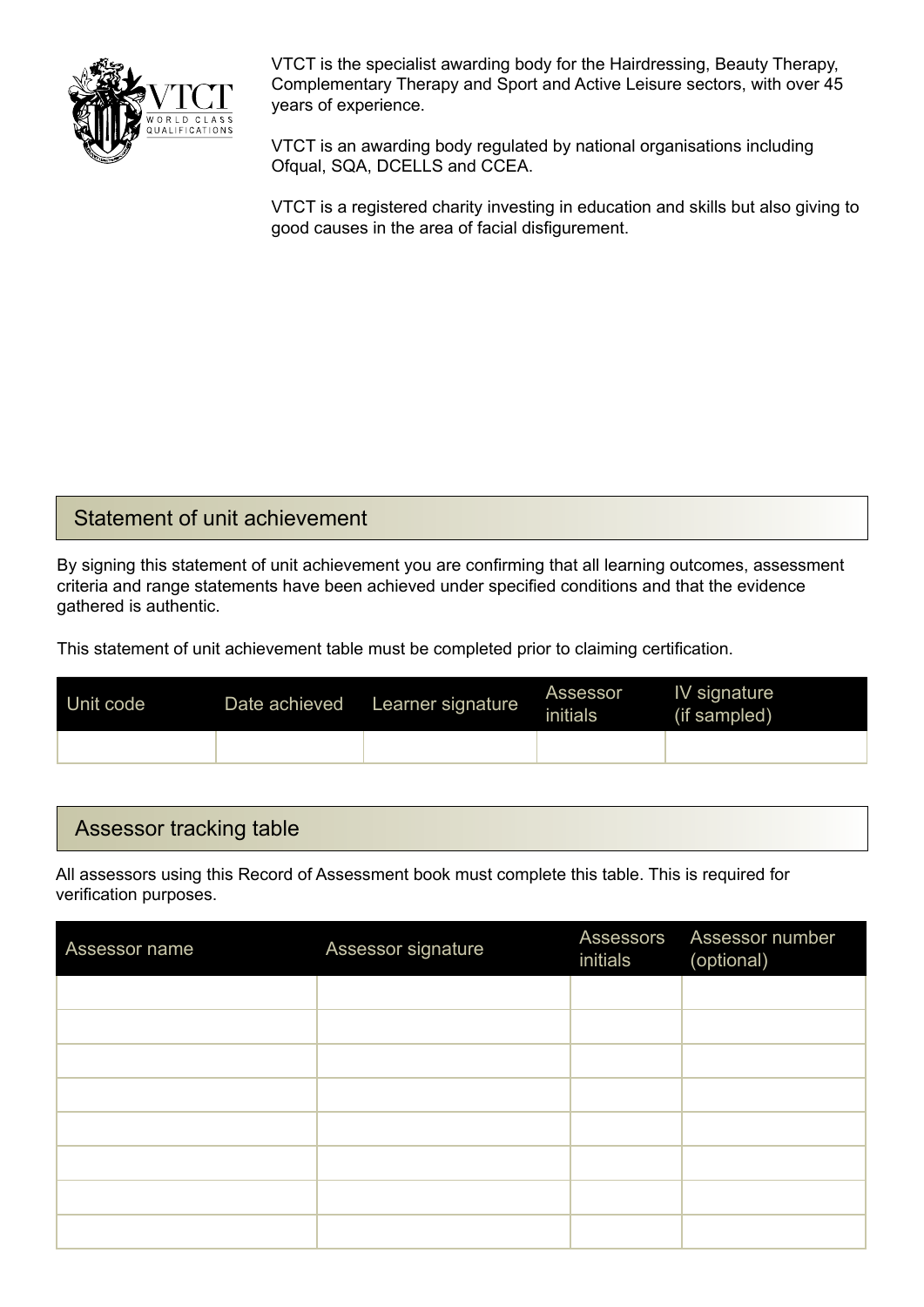VTCT is the specialist awarding body for the Hairdressing, Beauty Therapy, Complementary Therapy and Sport and Active Leisure sectors, with over 45 years of experience.

VTCT is an awarding body regulated by national organisations including Ofqual, SQA, DCELLS and CCEA.

VTCT is a registered charity investing in education and skills but also giving to good causes in the area of facial disfigurement.

## Statement of unit achievement

By signing this statement of unit achievement you are confirming that all learning outcomes, assessment criteria and range statements have been achieved under specified conditions and that the evidence gathered is authentic.

This statement of unit achievement table must be completed prior to claiming certification.

| Unit code | Date achieved | Learner signature | Assessor initials | IV signature (if sampled) |
|---|---|---|---|---|
| | | | | |

## Assessor tracking table

All assessors using this Record of Assessment book must complete this table. This is required for verification purposes.

| Assessor name | Assessor signature | Assessors initials | Assessor number (optional) |
|---|---|---|---|
| | | | |
| | | | |
| | | | |
| | | | |
| | | | |
| | | | |
| | | | |
| | | | |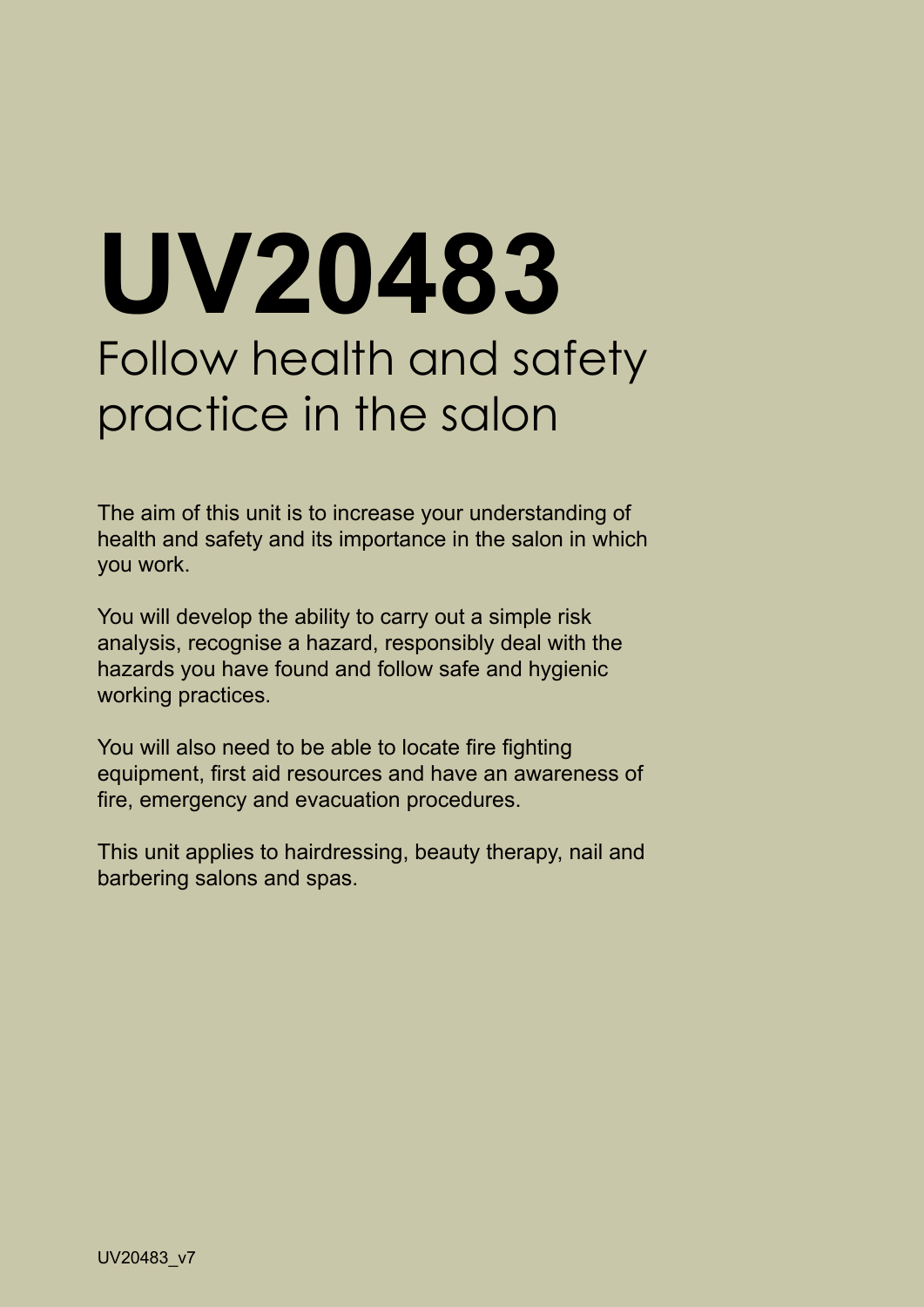# UV20483

## Follow health and safety practice in the salon

The aim of this unit is to increase your understanding of health and safety and its importance in the salon in which you work.

You will develop the ability to carry out a simple risk analysis, recognise a hazard, responsibly deal with the hazards you have found and follow safe and hygienic working practices.

You will also need to be able to locate fire fighting equipment, first aid resources and have an awareness of fire, emergency and evacuation procedures.

This unit applies to hairdressing, beauty therapy, nail and barbering salons and spas.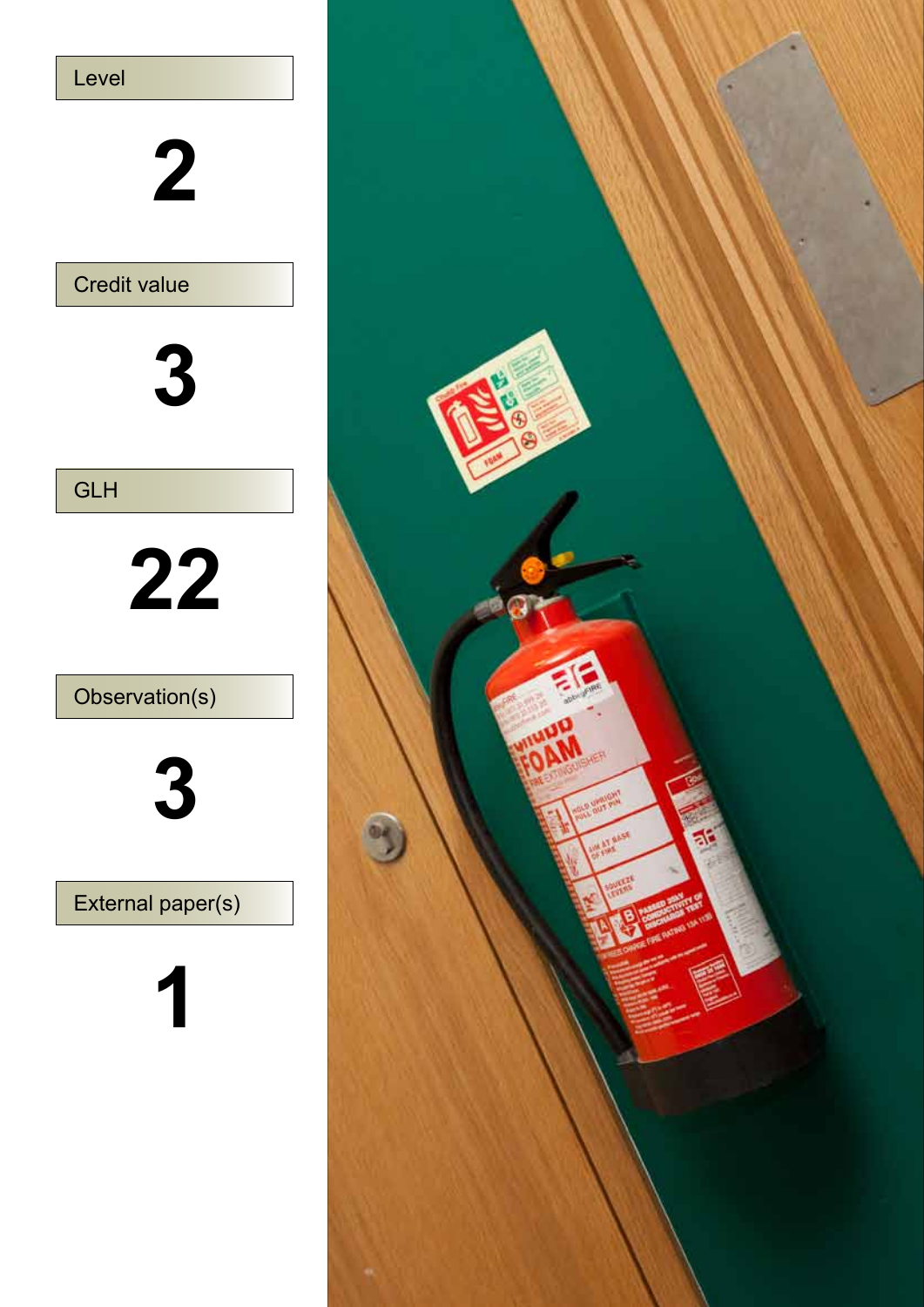Level

**2**

Credit value

**3**

GLH

**22**

Observation(s)

**3**

External paper(s)

**1**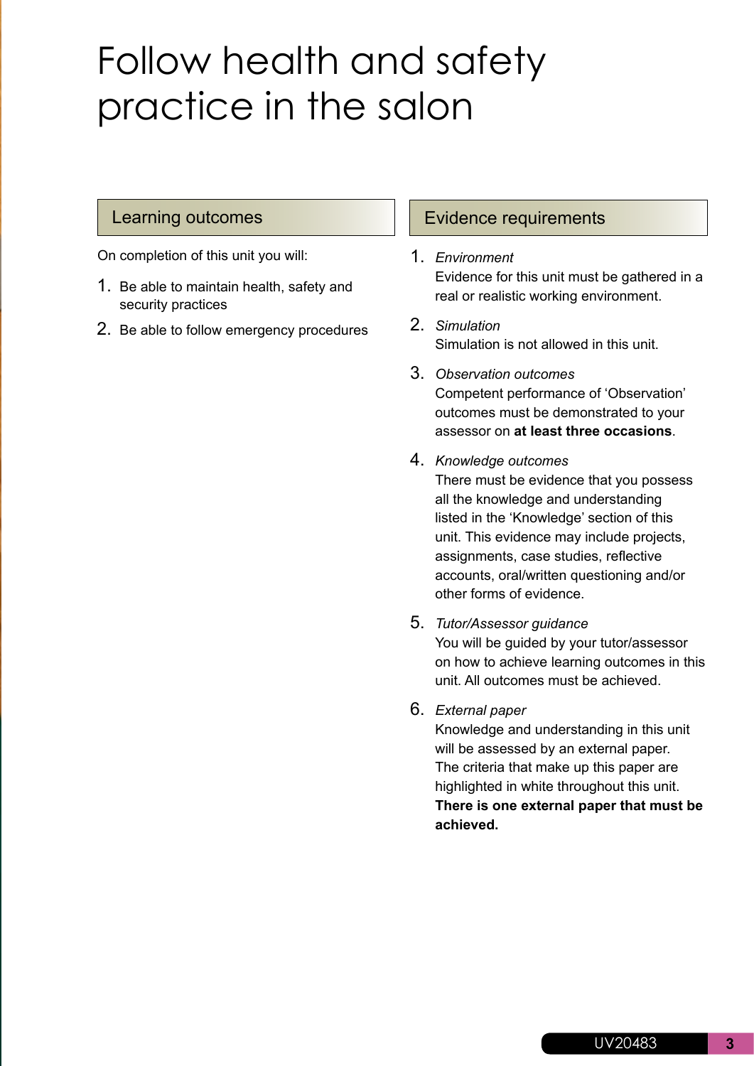# Follow health and safety practice in the salon

## Learning outcomes

On completion of this unit you will:

1. Be able to maintain health, safety and security practices
2. Be able to follow emergency procedures

## Evidence requirements

1. *Environment*
   Evidence for this unit must be gathered in a real or realistic working environment.
2. *Simulation*
   Simulation is not allowed in this unit.
3. *Observation outcomes*
   Competent performance of 'Observation' outcomes must be demonstrated to your assessor on **at least three occasions**.
4. *Knowledge outcomes*
   There must be evidence that you possess all the knowledge and understanding listed in the 'Knowledge' section of this unit. This evidence may include projects, assignments, case studies, reflective accounts, oral/written questioning and/or other forms of evidence.
5. *Tutor/Assessor guidance*
   You will be guided by your tutor/assessor on how to achieve learning outcomes in this unit. All outcomes must be achieved.
6. *External paper*
   Knowledge and understanding in this unit will be assessed by an external paper. The criteria that make up this paper are highlighted in white throughout this unit. **There is one external paper that must be achieved.**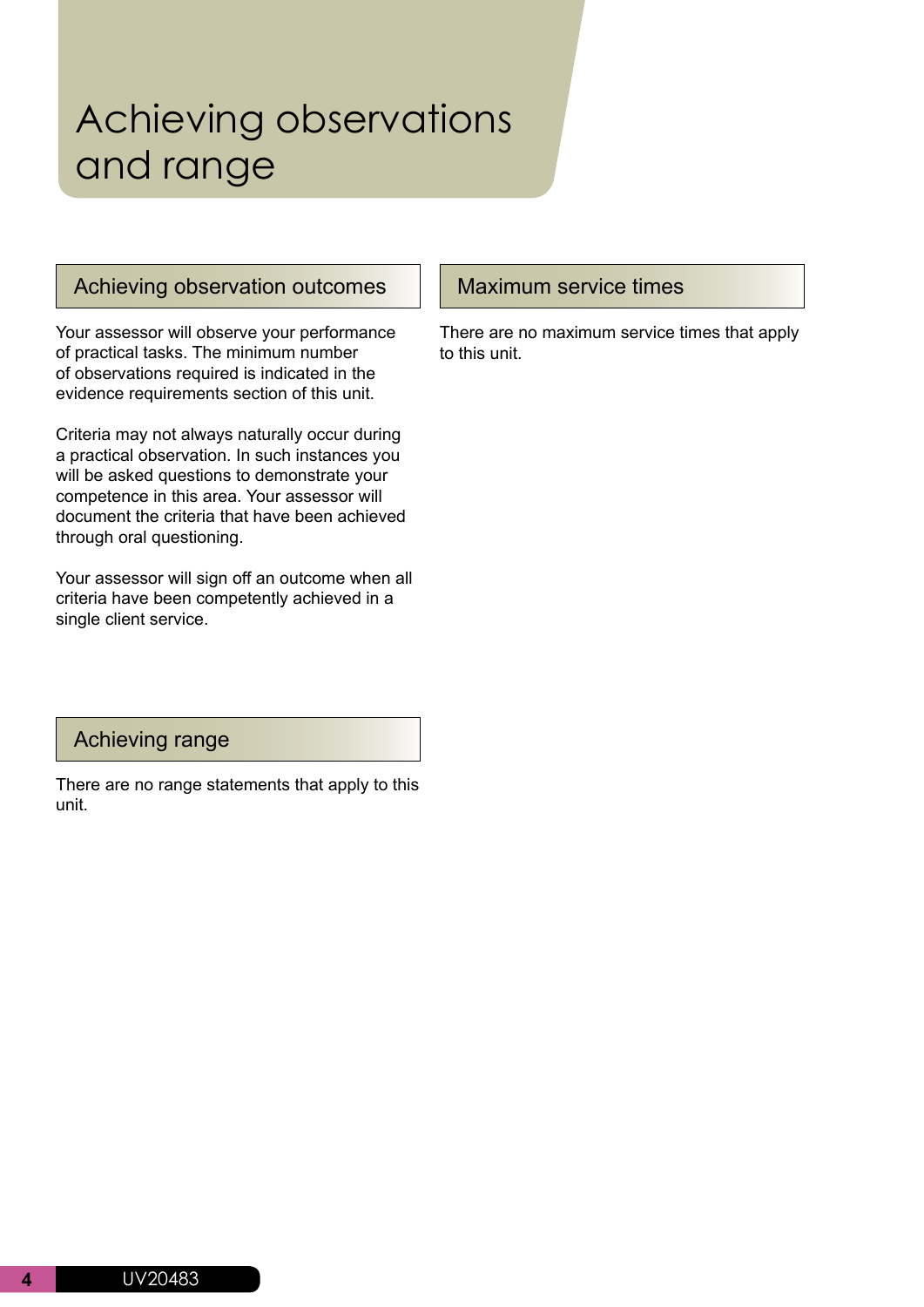# Achieving observations and range

## Achieving observation outcomes

Your assessor will observe your performance of practical tasks. The minimum number of observations required is indicated in the evidence requirements section of this unit.

Criteria may not always naturally occur during a practical observation. In such instances you will be asked questions to demonstrate your competence in this area. Your assessor will document the criteria that have been achieved through oral questioning.

Your assessor will sign off an outcome when all criteria have been competently achieved in a single client service.

## Achieving range

There are no range statements that apply to this unit.

## Maximum service times

There are no maximum service times that apply to this unit.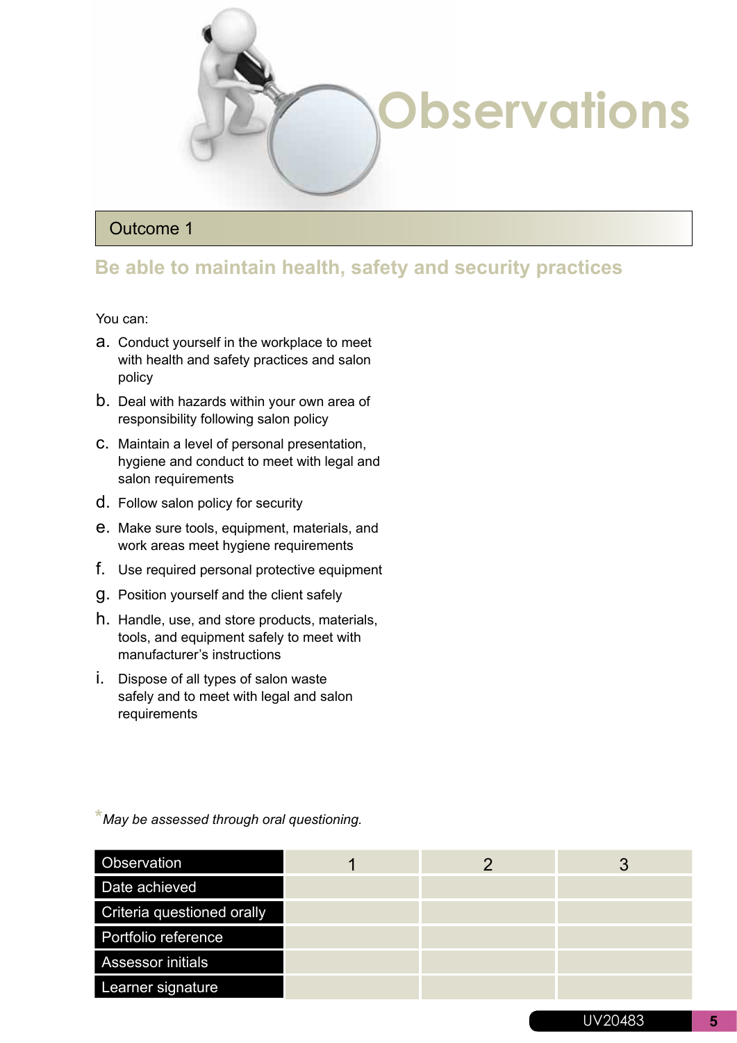# Observations

## Outcome 1

### Be able to maintain health, safety and security practices

You can:

a. Conduct yourself in the workplace to meet with health and safety practices and salon policy

b. Deal with hazards within your own area of responsibility following salon policy

c. Maintain a level of personal presentation, hygiene and conduct to meet with legal and salon requirements

d. Follow salon policy for security

e. Make sure tools, equipment, materials, and work areas meet hygiene requirements

f. Use required personal protective equipment

g. Position yourself and the client safely

h. Handle, use, and store products, materials, tools, and equipment safely to meet with manufacturer's instructions

i. Dispose of all types of salon waste safely and to meet with legal and salon requirements

*\*May be assessed through oral questioning.*

| Observation | 1 | 2 | 3 |
|---|---|---|---|
| Date achieved | | | |
| Criteria questioned orally | | | |
| Portfolio reference | | | |
| Assessor initials | | | |
| Learner signature | | | |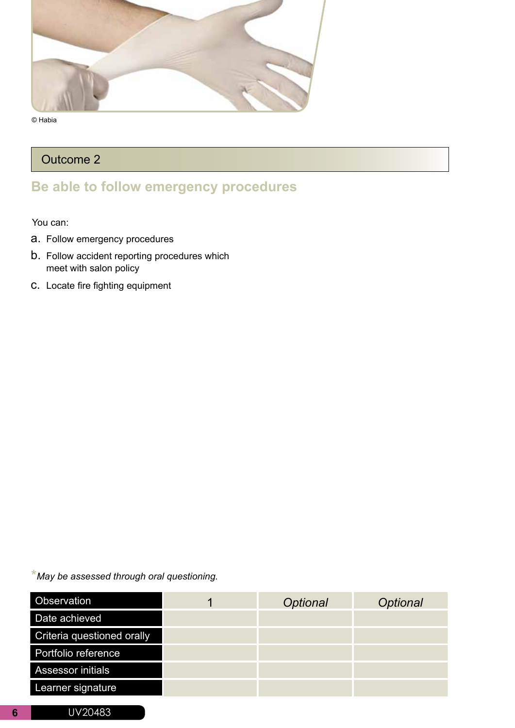© Habia

## Outcome 2

### Be able to follow emergency procedures

You can:

a. Follow emergency procedures

b. Follow accident reporting procedures which meet with salon policy

c. Locate fire fighting equipment

*May be assessed through oral questioning.

| Observation | 1 | Optional | Optional |
|---|---|---|---|
| Date achieved | | | |
| Criteria questioned orally | | | |
| Portfolio reference | | | |
| Assessor initials | | | |
| Learner signature | | | |

UV20483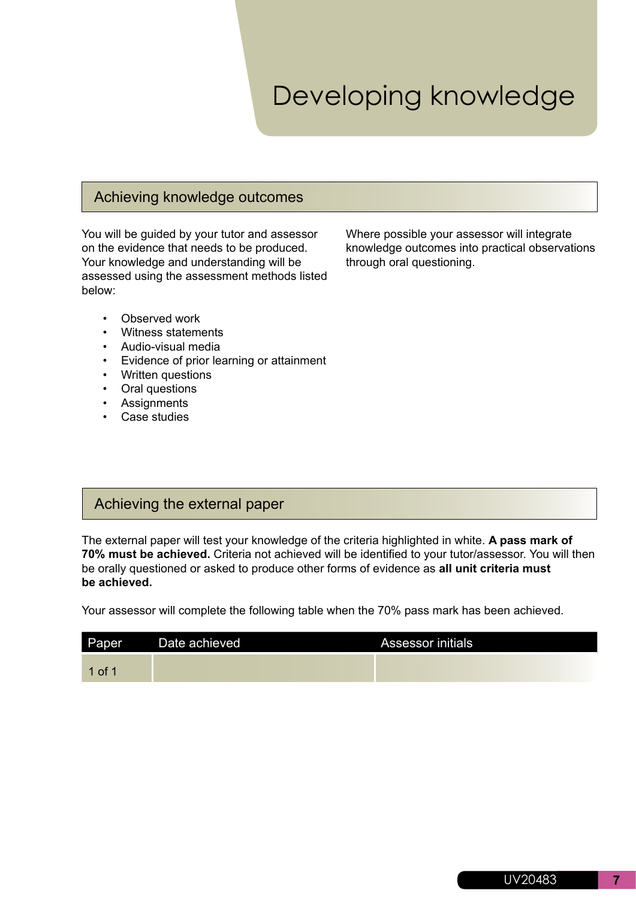# Developing knowledge

## Achieving knowledge outcomes

You will be guided by your tutor and assessor on the evidence that needs to be produced. Your knowledge and understanding will be assessed using the assessment methods listed below:

- Observed work
- Witness statements
- Audio-visual media
- Evidence of prior learning or attainment
- Written questions
- Oral questions
- Assignments
- Case studies

Where possible your assessor will integrate knowledge outcomes into practical observations through oral questioning.

## Achieving the external paper

The external paper will test your knowledge of the criteria highlighted in white. **A pass mark of 70% must be achieved.** Criteria not achieved will be identified to your tutor/assessor. You will then be orally questioned or asked to produce other forms of evidence as **all unit criteria must be achieved.**

Your assessor will complete the following table when the 70% pass mark has been achieved.

| Paper | Date achieved | Assessor initials |
|---|---|---|
| 1 of 1 | | |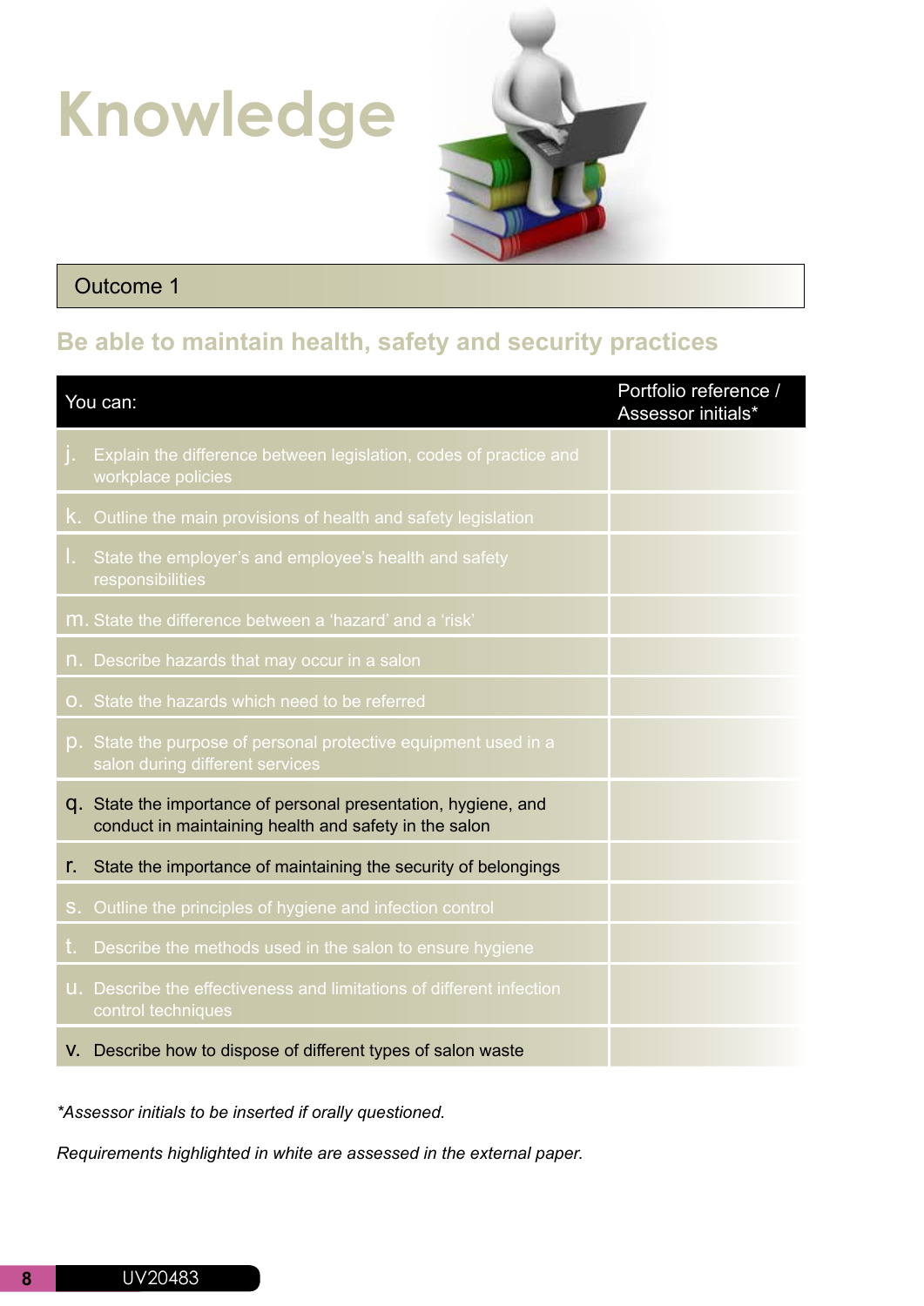# Knowledge

## Outcome 1

### Be able to maintain health, safety and security practices

| You can: | Portfolio reference / Assessor initials* |
|---|---|
| j. Explain the difference between legislation, codes of practice and workplace policies | |
| k. Outline the main provisions of health and safety legislation | |
| l. State the employer's and employee's health and safety responsibilities | |
| m. State the difference between a 'hazard' and a 'risk' | |
| n. Describe hazards that may occur in a salon | |
| o. State the hazards which need to be referred | |
| p. State the purpose of personal protective equipment used in a salon during different services | |
| q. State the importance of personal presentation, hygiene, and conduct in maintaining health and safety in the salon | |
| r. State the importance of maintaining the security of belongings | |
| s. Outline the principles of hygiene and infection control | |
| t. Describe the methods used in the salon to ensure hygiene | |
| u. Describe the effectiveness and limitations of different infection control techniques | |
| v. Describe how to dispose of different types of salon waste | |

*\*Assessor initials to be inserted if orally questioned.*

*Requirements highlighted in white are assessed in the external paper.*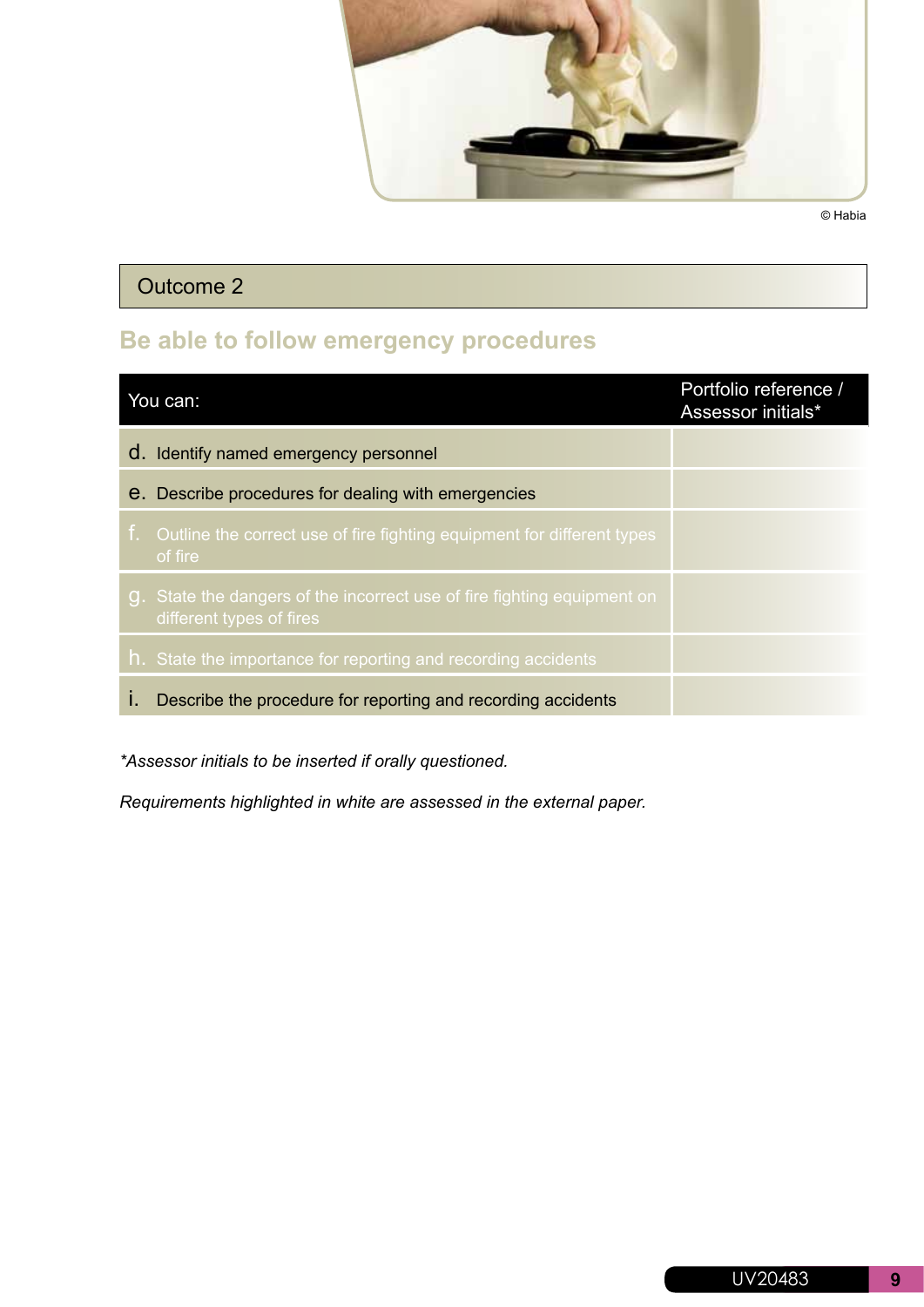© Habia

## Outcome 2

### Be able to follow emergency procedures

| You can: | Portfolio reference / Assessor initials* |
|---|---|
| d. Identify named emergency personnel | |
| e. Describe procedures for dealing with emergencies | |
| f. Outline the correct use of fire fighting equipment for different types of fire | |
| g. State the dangers of the incorrect use of fire fighting equipment on different types of fires | |
| h. State the importance for reporting and recording accidents | |
| i. Describe the procedure for reporting and recording accidents | |

*\*Assessor initials to be inserted if orally questioned.*

*Requirements highlighted in white are assessed in the external paper.*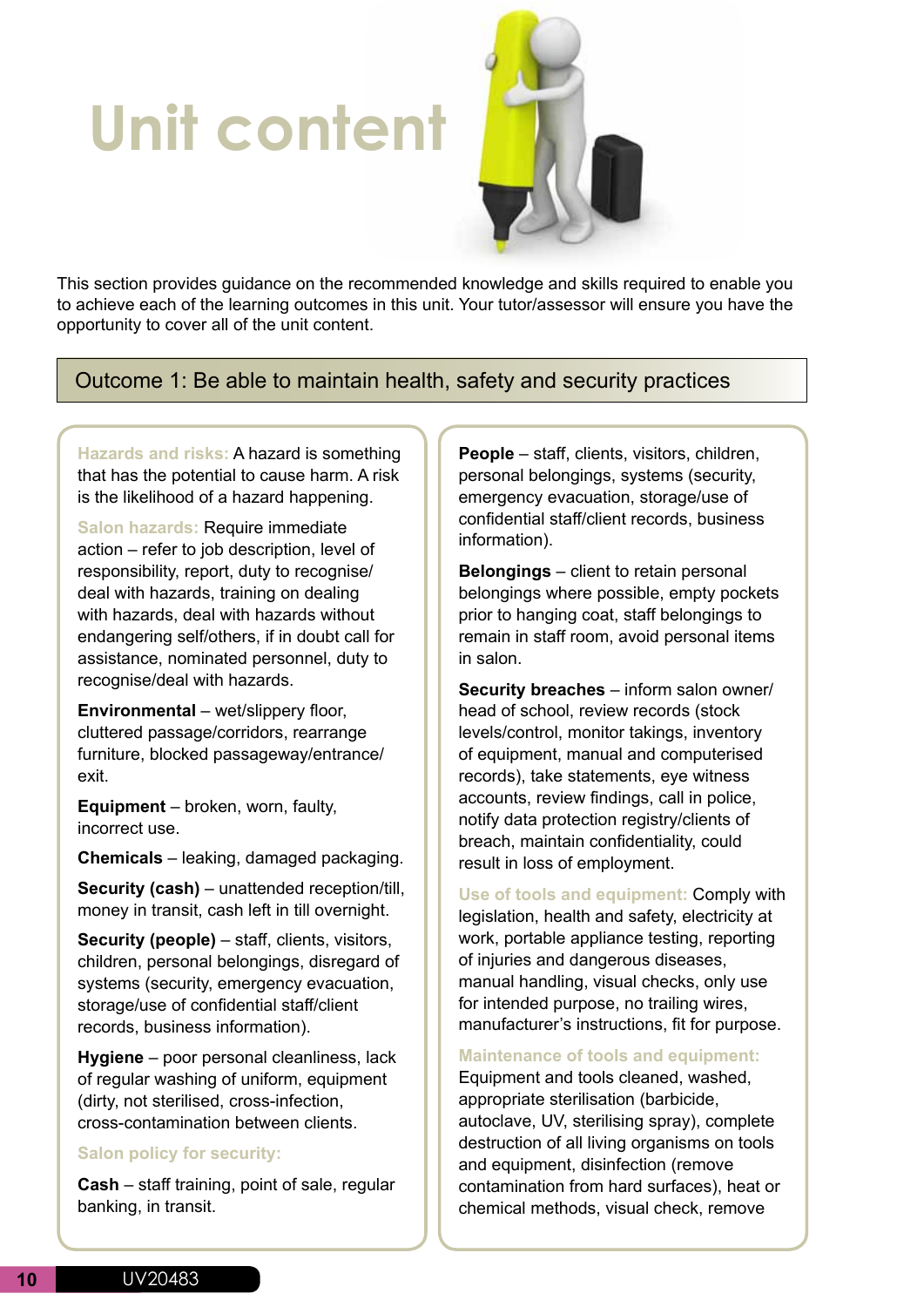# Unit content

This section provides guidance on the recommended knowledge and skills required to enable you to achieve each of the learning outcomes in this unit. Your tutor/assessor will ensure you have the opportunity to cover all of the unit content.

## Outcome 1: Be able to maintain health, safety and security practices

**Hazards and risks:** A hazard is something that has the potential to cause harm. A risk is the likelihood of a hazard happening.

**Salon hazards:** Require immediate action – refer to job description, level of responsibility, report, duty to recognise/deal with hazards, training on dealing with hazards, deal with hazards without endangering self/others, if in doubt call for assistance, nominated personnel, duty to recognise/deal with hazards.

**Environmental** – wet/slippery floor, cluttered passage/corridors, rearrange furniture, blocked passageway/entrance/exit.

**Equipment** – broken, worn, faulty, incorrect use.

**Chemicals** – leaking, damaged packaging.

**Security (cash)** – unattended reception/till, money in transit, cash left in till overnight.

**Security (people)** – staff, clients, visitors, children, personal belongings, disregard of systems (security, emergency evacuation, storage/use of confidential staff/client records, business information).

**Hygiene** – poor personal cleanliness, lack of regular washing of uniform, equipment (dirty, not sterilised, cross-infection, cross-contamination between clients.

**Salon policy for security:**

**Cash** – staff training, point of sale, regular banking, in transit.

**People** – staff, clients, visitors, children, personal belongings, systems (security, emergency evacuation, storage/use of confidential staff/client records, business information).

**Belongings** – client to retain personal belongings where possible, empty pockets prior to hanging coat, staff belongings to remain in staff room, avoid personal items in salon.

**Security breaches** – inform salon owner/head of school, review records (stock levels/control, monitor takings, inventory of equipment, manual and computerised records), take statements, eye witness accounts, review findings, call in police, notify data protection registry/clients of breach, maintain confidentiality, could result in loss of employment.

**Use of tools and equipment:** Comply with legislation, health and safety, electricity at work, portable appliance testing, reporting of injuries and dangerous diseases, manual handling, visual checks, only use for intended purpose, no trailing wires, manufacturer's instructions, fit for purpose.

**Maintenance of tools and equipment:** Equipment and tools cleaned, washed, appropriate sterilisation (barbicide, autoclave, UV, sterilising spray), complete destruction of all living organisms on tools and equipment, disinfection (remove contamination from hard surfaces), heat or chemical methods, visual check, remove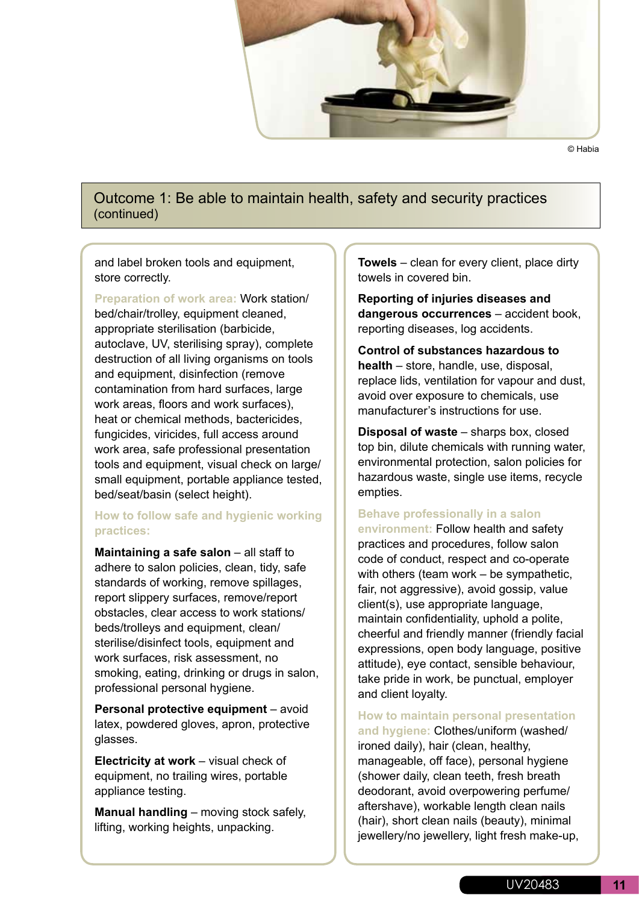© Habia

## Outcome 1: Be able to maintain health, safety and security practices (continued)

and label broken tools and equipment, store correctly.

**Preparation of work area:** Work station/bed/chair/trolley, equipment cleaned, appropriate sterilisation (barbicide, autoclave, UV, sterilising spray), complete destruction of all living organisms on tools and equipment, disinfection (remove contamination from hard surfaces, large work areas, floors and work surfaces), heat or chemical methods, bactericides, fungicides, viricides, full access around work area, safe professional presentation tools and equipment, visual check on large/small equipment, portable appliance tested, bed/seat/basin (select height).

**How to follow safe and hygienic working practices:**

**Maintaining a safe salon** – all staff to adhere to salon policies, clean, tidy, safe standards of working, remove spillages, report slippery surfaces, remove/report obstacles, clear access to work stations/beds/trolleys and equipment, clean/sterilise/disinfect tools, equipment and work surfaces, risk assessment, no smoking, eating, drinking or drugs in salon, professional personal hygiene.

**Personal protective equipment** – avoid latex, powdered gloves, apron, protective glasses.

**Electricity at work** – visual check of equipment, no trailing wires, portable appliance testing.

**Manual handling** – moving stock safely, lifting, working heights, unpacking.

**Towels** – clean for every client, place dirty towels in covered bin.

**Reporting of injuries diseases and dangerous occurrences** – accident book, reporting diseases, log accidents.

**Control of substances hazardous to health** – store, handle, use, disposal, replace lids, ventilation for vapour and dust, avoid over exposure to chemicals, use manufacturer's instructions for use.

**Disposal of waste** – sharps box, closed top bin, dilute chemicals with running water, environmental protection, salon policies for hazardous waste, single use items, recycle empties.

**Behave professionally in a salon environment:** Follow health and safety practices and procedures, follow salon code of conduct, respect and co-operate with others (team work – be sympathetic, fair, not aggressive), avoid gossip, value client(s), use appropriate language, maintain confidentiality, uphold a polite, cheerful and friendly manner (friendly facial expressions, open body language, positive attitude), eye contact, sensible behaviour, take pride in work, be punctual, employer and client loyalty.

**How to maintain personal presentation and hygiene:** Clothes/uniform (washed/ironed daily), hair (clean, healthy, manageable, off face), personal hygiene (shower daily, clean teeth, fresh breath deodorant, avoid overpowering perfume/aftershave), workable length clean nails (hair), short clean nails (beauty), minimal jewellery/no jewellery, light fresh make-up,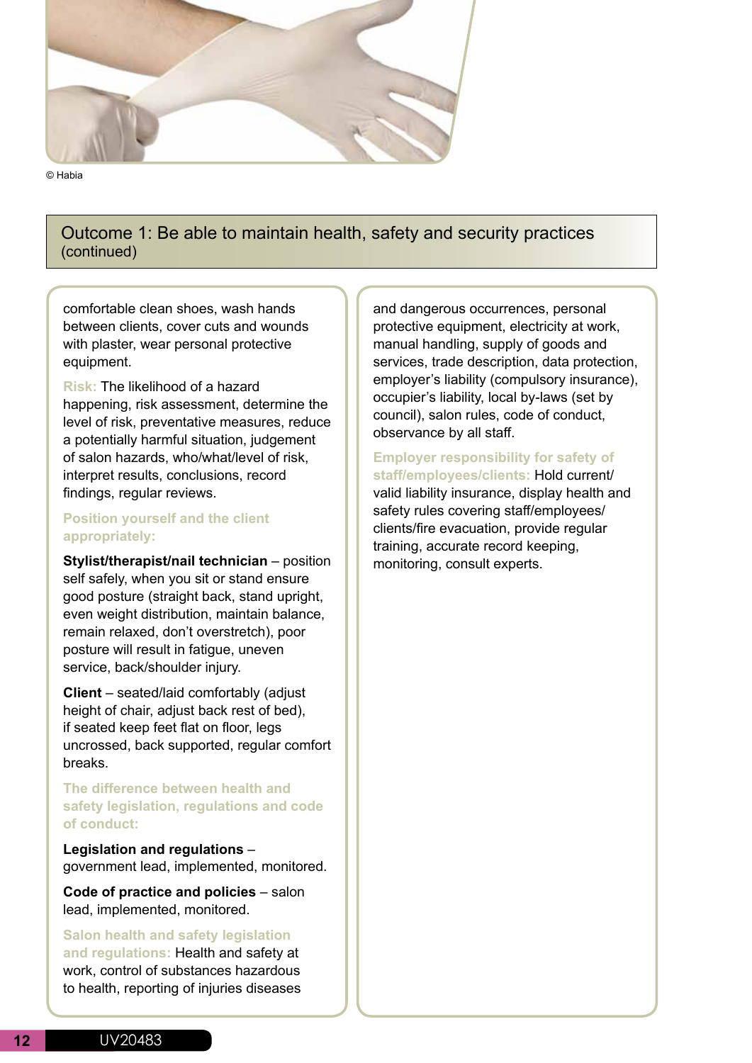© Habia

## Outcome 1: Be able to maintain health, safety and security practices (continued)

comfortable clean shoes, wash hands between clients, cover cuts and wounds with plaster, wear personal protective equipment.

**Risk:** The likelihood of a hazard happening, risk assessment, determine the level of risk, preventative measures, reduce a potentially harmful situation, judgement of salon hazards, who/what/level of risk, interpret results, conclusions, record findings, regular reviews.

**Position yourself and the client appropriately:**

**Stylist/therapist/nail technician** – position self safely, when you sit or stand ensure good posture (straight back, stand upright, even weight distribution, maintain balance, remain relaxed, don't overstretch), poor posture will result in fatigue, uneven service, back/shoulder injury.

**Client** – seated/laid comfortably (adjust height of chair, adjust back rest of bed), if seated keep feet flat on floor, legs uncrossed, back supported, regular comfort breaks.

**The difference between health and safety legislation, regulations and code of conduct:**

**Legislation and regulations** – government lead, implemented, monitored.

**Code of practice and policies** – salon lead, implemented, monitored.

**Salon health and safety legislation and regulations:** Health and safety at work, control of substances hazardous to health, reporting of injuries diseases and dangerous occurrences, personal protective equipment, electricity at work, manual handling, supply of goods and services, trade description, data protection, employer's liability (compulsory insurance), occupier's liability, local by-laws (set by council), salon rules, code of conduct, observance by all staff.

**Employer responsibility for safety of staff/employees/clients:** Hold current/valid liability insurance, display health and safety rules covering staff/employees/clients/fire evacuation, provide regular training, accurate record keeping, monitoring, consult experts.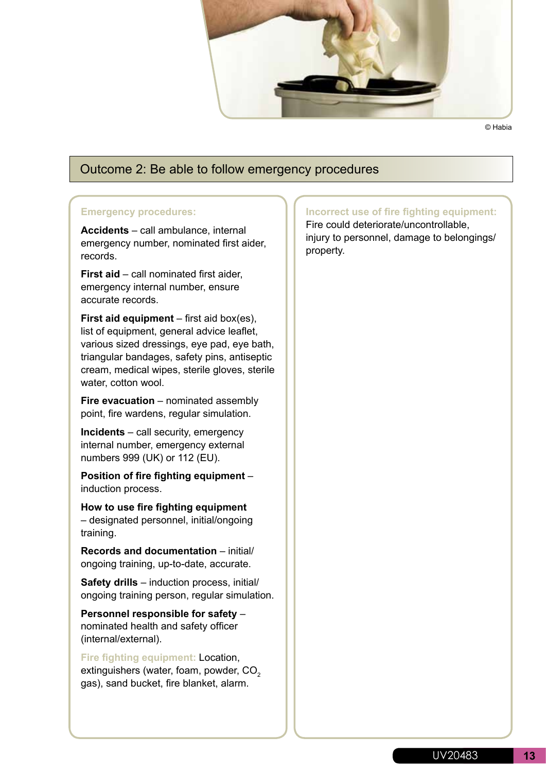© Habia

## Outcome 2: Be able to follow emergency procedures

### Emergency procedures:

**Accidents** – call ambulance, internal emergency number, nominated first aider, records.

**First aid** – call nominated first aider, emergency internal number, ensure accurate records.

**First aid equipment** – first aid box(es), list of equipment, general advice leaflet, various sized dressings, eye pad, eye bath, triangular bandages, safety pins, antiseptic cream, medical wipes, sterile gloves, sterile water, cotton wool.

**Fire evacuation** – nominated assembly point, fire wardens, regular simulation.

**Incidents** – call security, emergency internal number, emergency external numbers 999 (UK) or 112 (EU).

**Position of fire fighting equipment** – induction process.

**How to use fire fighting equipment** – designated personnel, initial/ongoing training.

**Records and documentation** – initial/ongoing training, up-to-date, accurate.

**Safety drills** – induction process, initial/ongoing training person, regular simulation.

**Personnel responsible for safety** – nominated health and safety officer (internal/external).

**Fire fighting equipment:** Location, extinguishers (water, foam, powder, $CO_2$ gas), sand bucket, fire blanket, alarm.

### Incorrect use of fire fighting equipment:

Fire could deteriorate/uncontrollable, injury to personnel, damage to belongings/ property.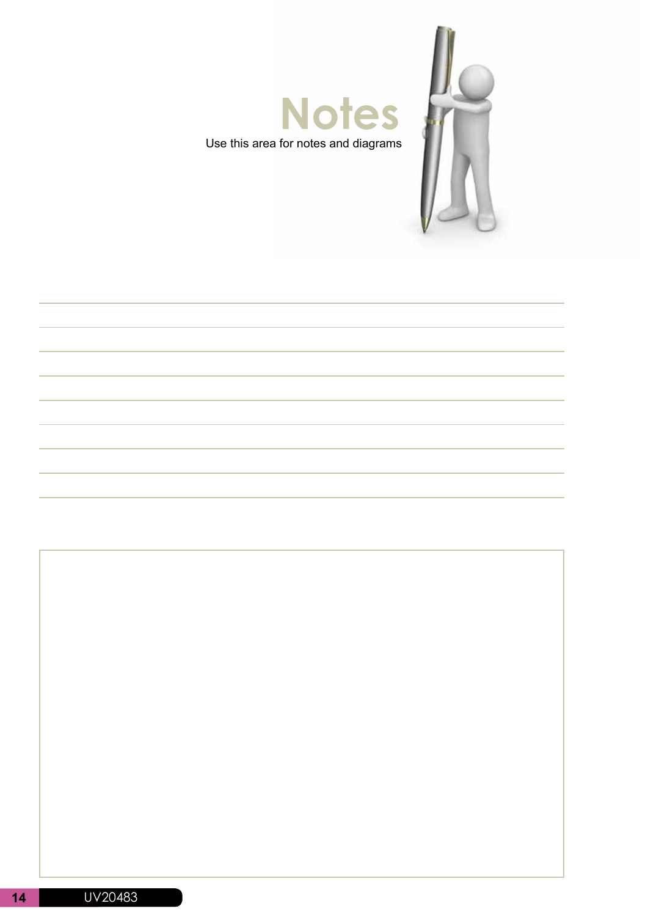# Notes

Use this area for notes and diagrams